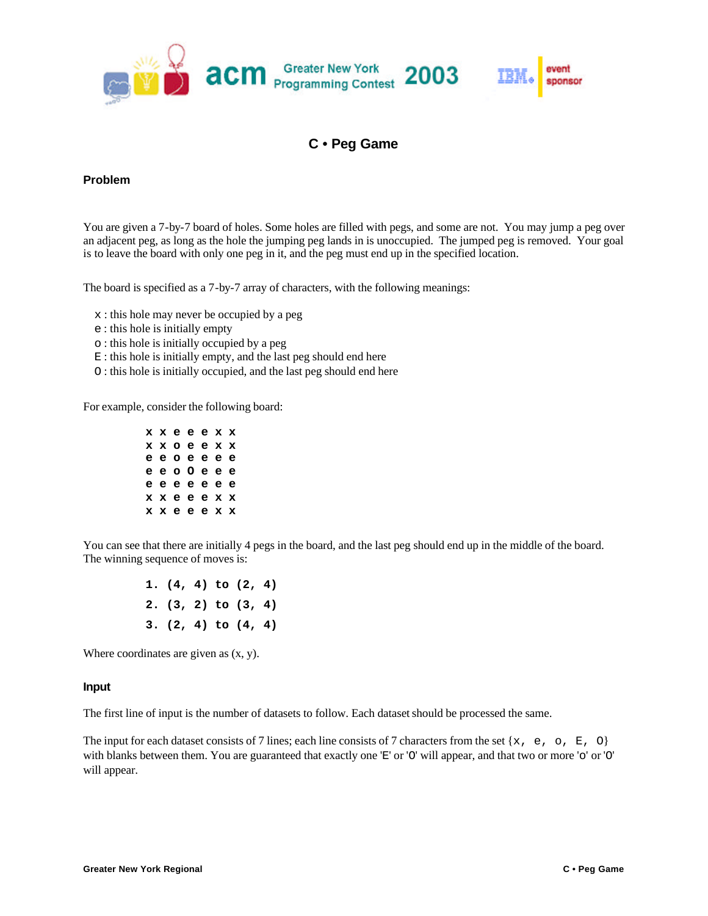# C • Peg Game

## Problem

You are given a 7-by-7 board of holes. Some holes are filled with pegs, and some are not. You may jump a peg over an adjacent peg, as long as the hole the jumping peg lands in is unoccupied. The jumped peg is removed. Your goal is to leave the board with only one peg in it, and the peg must end up in the specified location.

The board is specified as a 7-by-7 array of characters, with the following meanings:

- x : this hole may never be occupied by a peg
- e : this hole is initially empty
- o : this hole is initially occupied by a peg
- E : this hole is initially empty, and the last peg should end here
- O : this hole is initially occupied, and the last peg should end here

For example, consider the following board:

```
x x e e e x x
x x o e e x x
e e o e e e e
e e o O e e e
e e e e e e e
x x e e e x x
x x e e e x x
```

You can see that there are initially 4 pegs in the board, and the last peg should end up in the middle of the board. The winning sequence of moves is:

```
1. (4, 4) to (2, 4)
2. (3, 2) to (3, 4)
3. (2, 4) to (4, 4)
```

Where coordinates are given as (x, y).

## Input

The first line of input is the number of datasets to follow. Each dataset should be processed the same.

The input for each dataset consists of 7 lines; each line consists of 7 characters from the set {x, e, o, E, O} with blanks between them. You are guaranteed that exactly one 'E' or 'O' will appear, and that two or more 'o' or 'O' will appear.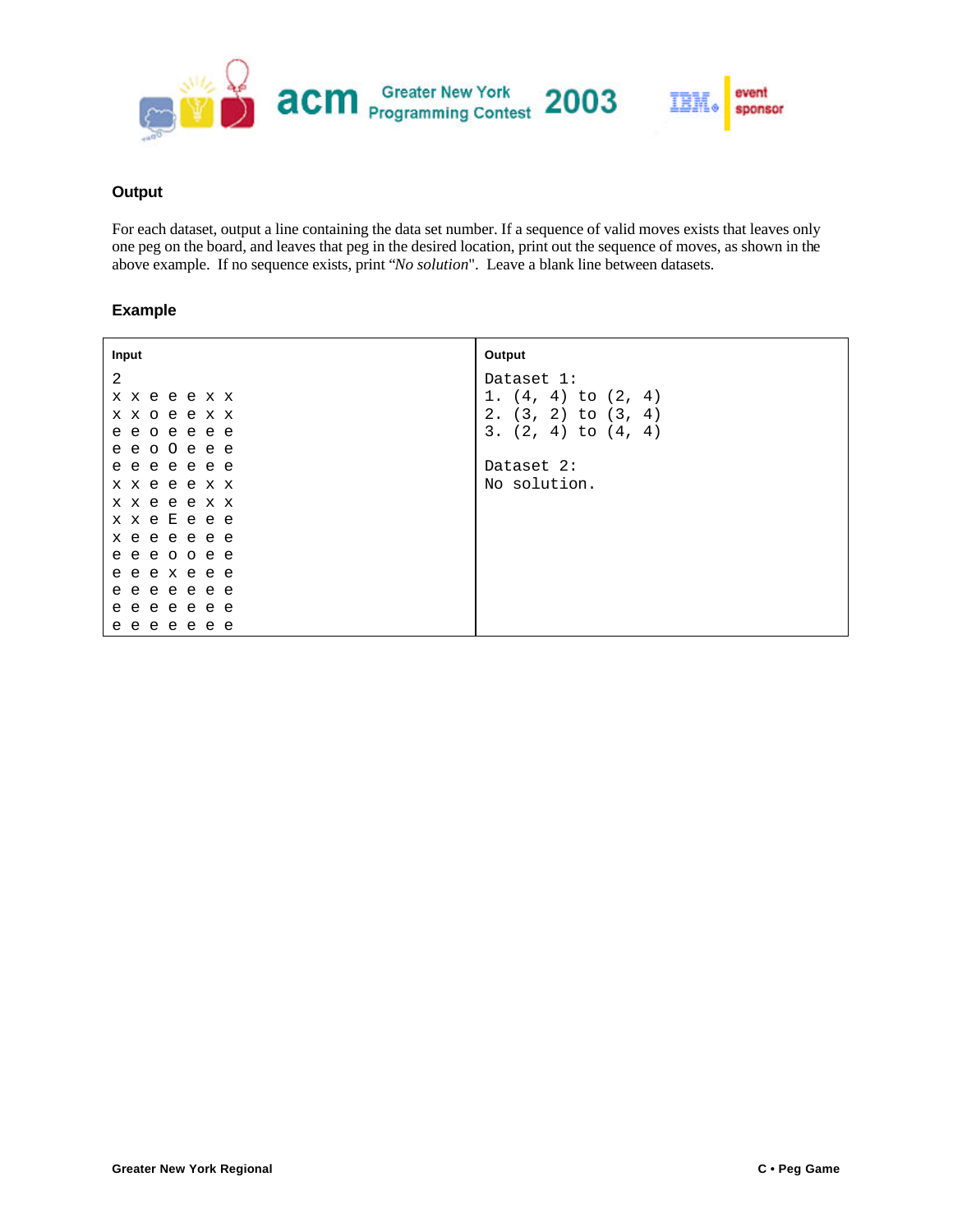### Output

For each dataset, output a line containing the data set number. If a sequence of valid moves exists that leaves only one peg on the board, and leaves that peg in the desired location, print out the sequence of moves, as shown in the above example. If no sequence exists, print "*No solution*". Leave a blank line between datasets.

### Example

| Input | Output |
|---|---|
| <pre>2<br>x x e e e x x<br>x x o e e x x<br>e e o e e e e<br>e e o O e e e<br>e e e e e e e<br>x x e e e x x<br>x x e e e x x<br>x x e E e e e<br>x e e e e e e<br>e e e o o e e<br>e e e x e e e<br>e e e e e e e<br>e e e e e e e<br>e e e e e e e</pre> | <pre>Dataset 1:<br>1. (4, 4) to (2, 4)<br>2. (3, 2) to (3, 4)<br>3. (2, 4) to (4, 4)<br><br>Dataset 2:<br>No solution.</pre> |